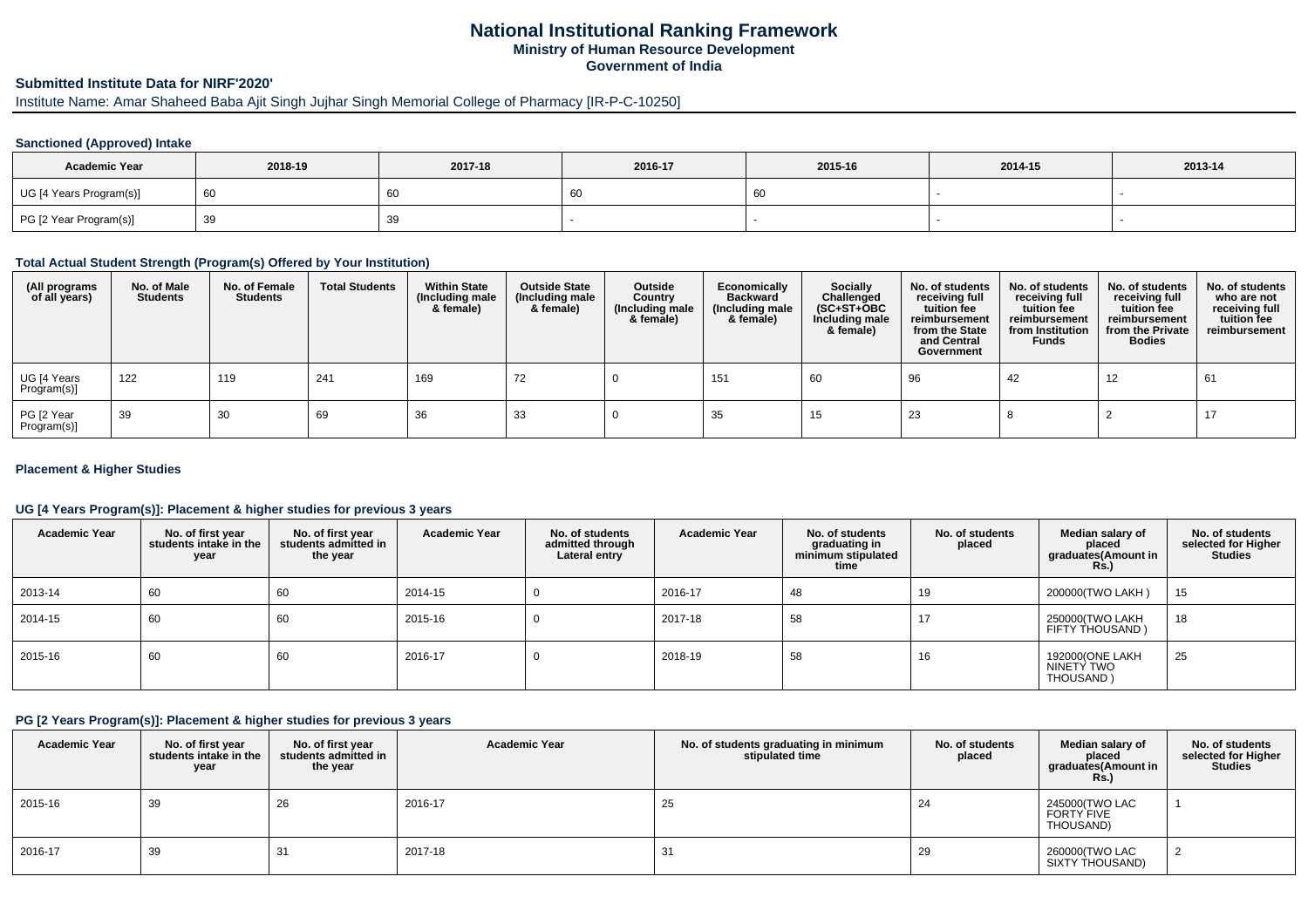# National Institutional Ranking Framework

**Ministry of Human Resource Development**

**Government of India**

## Submitted Institute Data for NIRF'2020'

Institute Name: Amar Shaheed Baba Ajit Singh Jujhar Singh Memorial College of Pharmacy [IR-P-C-10250]

### Sanctioned (Approved) Intake

| Academic Year | 2018-19 | 2017-18 | 2016-17 | 2015-16 | 2014-15 | 2013-14 |
|---|---|---|---|---|---|---|
| UG [4 Years Program(s)] | 60 | 60 | 60 | 60 | - | - |
| PG [2 Year Program(s)] | 39 | 39 | - | - | - | - |

### Total Actual Student Strength (Program(s) Offered by Your Institution)

| (All programs of all years) | No. of Male Students | No. of Female Students | Total Students | Within State (Including male & female) | Outside State (Including male & female) | Outside Country (Including male & female) | Economically Backward (Including male & female) | Socially Challenged (SC+ST+OBC Including male & female) | No. of students receiving full tuition fee reimbursement from the State and Central Government | No. of students receiving full tuition fee reimbursement from Institution Funds | No. of students receiving full tuition fee reimbursement from the Private Bodies | No. of students who are not receiving full tuition fee reimbursement |
|---|---|---|---|---|---|---|---|---|---|---|---|---|
| UG [4 Years Program(s)] | 122 | 119 | 241 | 169 | 72 | 0 | 151 | 60 | 96 | 42 | 12 | 61 |
| PG [2 Year Program(s)] | 39 | 30 | 69 | 36 | 33 | 0 | 35 | 15 | 23 | 8 | 2 | 17 |

### Placement & Higher Studies

#### UG [4 Years Program(s)]: Placement & higher studies for previous 3 years

| Academic Year | No. of first year students intake in the year | No. of first year students admitted in the year | Academic Year | No. of students admitted through Lateral entry | Academic Year | No. of students graduating in minimum stipulated time | No. of students placed | Median salary of placed graduates(Amount in Rs.) | No. of students selected for Higher Studies |
|---|---|---|---|---|---|---|---|---|---|
| 2013-14 | 60 | 60 | 2014-15 | 0 | 2016-17 | 48 | 19 | 200000(TWO LAKH ) | 15 |
| 2014-15 | 60 | 60 | 2015-16 | 0 | 2017-18 | 58 | 17 | 250000(TWO LAKH FIFTY THOUSAND ) | 18 |
| 2015-16 | 60 | 60 | 2016-17 | 0 | 2018-19 | 58 | 16 | 192000(ONE LAKH NINETY TWO THOUSAND ) | 25 |

#### PG [2 Years Program(s)]: Placement & higher studies for previous 3 years

| Academic Year | No. of first year students intake in the year | No. of first year students admitted in the year | Academic Year | No. of students graduating in minimum stipulated time | No. of students placed | Median salary of placed graduates(Amount in Rs.) | No. of students selected for Higher Studies |
|---|---|---|---|---|---|---|---|
| 2015-16 | 39 | 26 | 2016-17 | 25 | 24 | 245000(TWO LAC FORTY FIVE THOUSAND) | 1 |
| 2016-17 | 39 | 31 | 2017-18 | 31 | 29 | 260000(TWO LAC SIXTY THOUSAND) | 2 |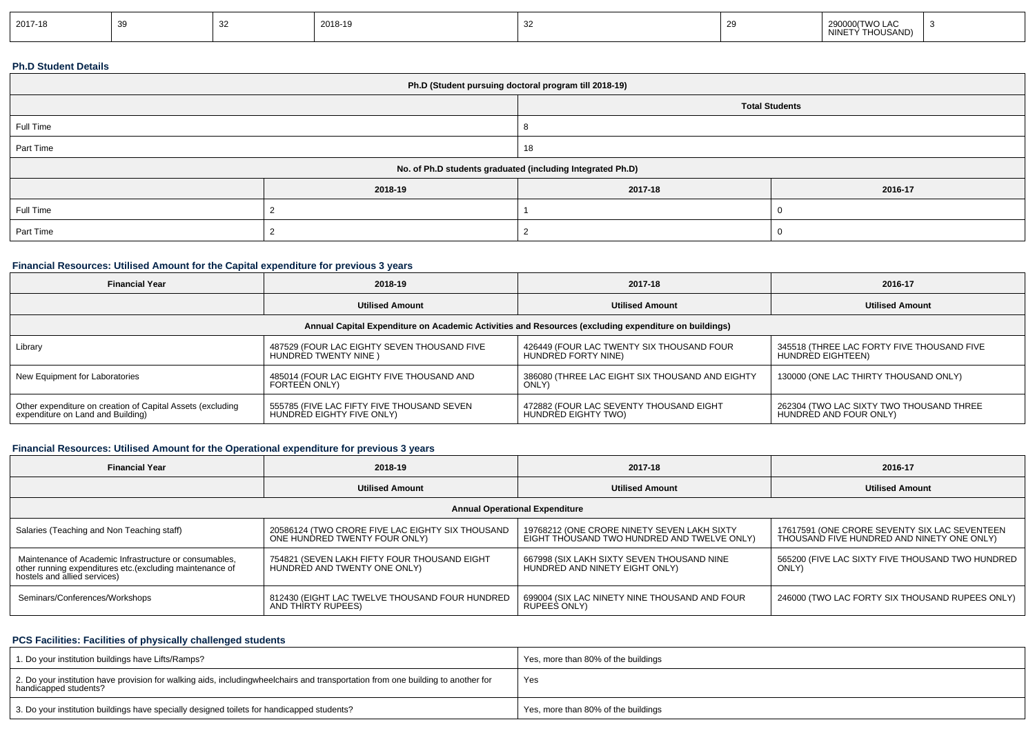| | | | | | | | |
|---|---|---|---|---|---|---|---|
| 2017-18 | 39 | 32 | 2018-19 | 32 | 29 | 290000(TWO LAC NINETY THOUSAND) | 3 |

### Ph.D Student Details

| Ph.D (Student pursuing doctoral program till 2018-19) | | | |
|---|---|---|---|
| | | Total Students | |
| Full Time | | 8 | |
| Part Time | | 18 | |
| No. of Ph.D students graduated (including Integrated Ph.D) | | | |
| | 2018-19 | 2017-18 | 2016-17 |
| Full Time | 2 | 1 | 0 |
| Part Time | 2 | 2 | 0 |

### Financial Resources: Utilised Amount for the Capital expenditure for previous 3 years

| Financial Year | 2018-19 | 2017-18 | 2016-17 |
|---|---|---|---|
| | Utilised Amount | Utilised Amount | Utilised Amount |
| Annual Capital Expenditure on Academic Activities and Resources (excluding expenditure on buildings) | | | |
| Library | 487529 (FOUR LAC EIGHTY SEVEN THOUSAND FIVE HUNDRED TWENTY NINE ) | 426449 (FOUR LAC TWENTY SIX THOUSAND FOUR HUNDRED FORTY NINE) | 345518 (THREE LAC FORTY FIVE THOUSAND FIVE HUNDRED EIGHTEEN) |
| New Equipment for Laboratories | 485014 (FOUR LAC EIGHTY FIVE THOUSAND AND FORTEEN ONLY) | 386080 (THREE LAC EIGHT SIX THOUSAND AND EIGHTY ONLY) | 130000 (ONE LAC THIRTY THOUSAND ONLY) |
| Other expenditure on creation of Capital Assets (excluding expenditure on Land and Building) | 555785 (FIVE LAC FIFTY FIVE THOUSAND SEVEN HUNDRED EIGHTY FIVE ONLY) | 472882 (FOUR LAC SEVENTY THOUSAND EIGHT HUNDRED EIGHTY TWO) | 262304 (TWO LAC SIXTY TWO THOUSAND THREE HUNDRED AND FOUR ONLY) |

### Financial Resources: Utilised Amount for the Operational expenditure for previous 3 years

| Financial Year | 2018-19 | 2017-18 | 2016-17 |
|---|---|---|---|
| | Utilised Amount | Utilised Amount | Utilised Amount |
| Annual Operational Expenditure | | | |
| Salaries (Teaching and Non Teaching staff) | 20586124 (TWO CRORE FIVE LAC EIGHTY SIX THOUSAND ONE HUNDRED TWENTY FOUR ONLY) | 19768212 (ONE CRORE NINETY SEVEN LAKH SIXTY EIGHT THOUSAND TWO HUNDRED AND TWELVE ONLY) | 17617591 (ONE CRORE SEVENTY SIX LAC SEVENTEEN THOUSAND FIVE HUNDRED AND NINETY ONE ONLY) |
| Maintenance of Academic Infrastructure or consumables, other running expenditures etc.(excluding maintenance of hostels and allied services) | 754821 (SEVEN LAKH FIFTY FOUR THOUSAND EIGHT HUNDRED AND TWENTY ONE ONLY) | 667998 (SIX LAKH SIXTY SEVEN THOUSAND NINE HUNDRED AND NINETY EIGHT ONLY) | 565200 (FIVE LAC SIXTY FIVE THOUSAND TWO HUNDRED ONLY) |
| Seminars/Conferences/Workshops | 812430 (EIGHT LAC TWELVE THOUSAND FOUR HUNDRED AND THIRTY RUPEES) | 699004 (SIX LAC NINETY NINE THOUSAND AND FOUR RUPEES ONLY) | 246000 (TWO LAC FORTY SIX THOUSAND RUPEES ONLY) |

### PCS Facilities: Facilities of physically challenged students

| | |
|---|---|
| 1. Do your institution buildings have Lifts/Ramps? | Yes, more than 80% of the buildings |
| 2. Do your institution have provision for walking aids, includingwheelchairs and transportation from one building to another for handicapped students? | Yes |
| 3. Do your institution buildings have specially designed toilets for handicapped students? | Yes, more than 80% of the buildings |